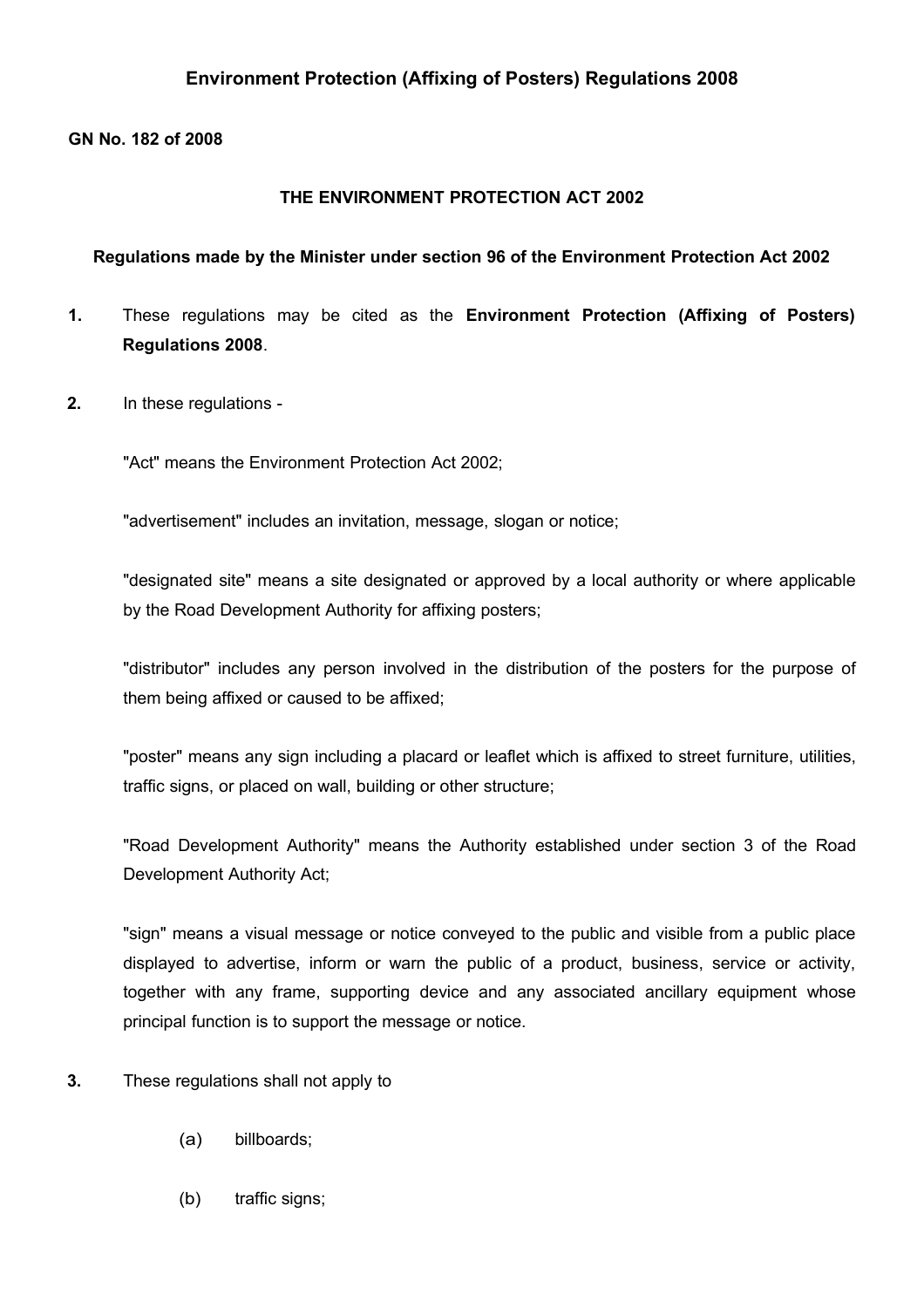# Environment Protection (Affixing of Posters) Regulations 2008

**GN No. 182 of 2008**

**THE ENVIRONMENT PROTECTION ACT 2002**

**Regulations made by the Minister under section 96 of the Environment Protection Act 2002**

**1.** These regulations may be cited as the **Environment Protection (Affixing of Posters) Regulations 2008**.

**2.** In these regulations -

"Act" means the Environment Protection Act 2002;

"advertisement" includes an invitation, message, slogan or notice;

"designated site" means a site designated or approved by a local authority or where applicable by the Road Development Authority for affixing posters;

"distributor" includes any person involved in the distribution of the posters for the purpose of them being affixed or caused to be affixed;

"poster" means any sign including a placard or leaflet which is affixed to street furniture, utilities, traffic signs, or placed on wall, building or other structure;

"Road Development Authority" means the Authority established under section 3 of the Road Development Authority Act;

"sign" means a visual message or notice conveyed to the public and visible from a public place displayed to advertise, inform or warn the public of a product, business, service or activity, together with any frame, supporting device and any associated ancillary equipment whose principal function is to support the message or notice.

**3.** These regulations shall not apply to

(a) billboards;

(b) traffic signs;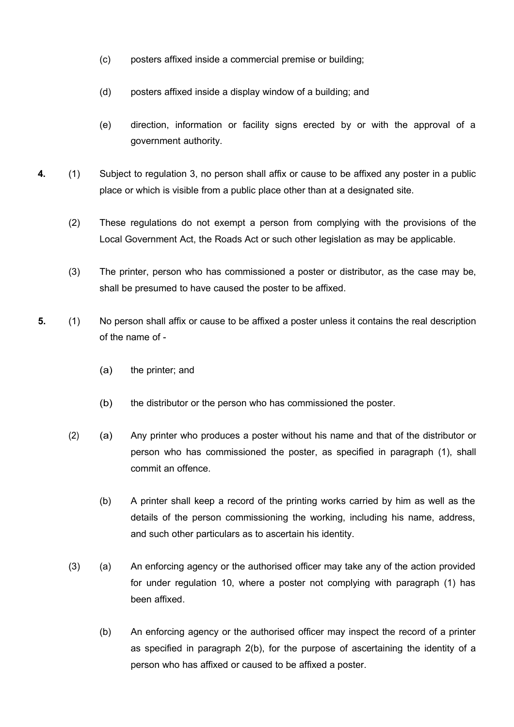(c) posters affixed inside a commercial premise or building;

(d) posters affixed inside a display window of a building; and

(e) direction, information or facility signs erected by or with the approval of a government authority.

**4.** (1) Subject to regulation 3, no person shall affix or cause to be affixed any poster in a public place or which is visible from a public place other than at a designated site.

(2) These regulations do not exempt a person from complying with the provisions of the Local Government Act, the Roads Act or such other legislation as may be applicable.

(3) The printer, person who has commissioned a poster or distributor, as the case may be, shall be presumed to have caused the poster to be affixed.

**5.** (1) No person shall affix or cause to be affixed a poster unless it contains the real description of the name of -

(a) the printer; and

(b) the distributor or the person who has commissioned the poster.

(2) (a) Any printer who produces a poster without his name and that of the distributor or person who has commissioned the poster, as specified in paragraph (1), shall commit an offence.

(b) A printer shall keep a record of the printing works carried by him as well as the details of the person commissioning the working, including his name, address, and such other particulars as to ascertain his identity.

(3) (a) An enforcing agency or the authorised officer may take any of the action provided for under regulation 10, where a poster not complying with paragraph (1) has been affixed.

(b) An enforcing agency or the authorised officer may inspect the record of a printer as specified in paragraph 2(b), for the purpose of ascertaining the identity of a person who has affixed or caused to be affixed a poster.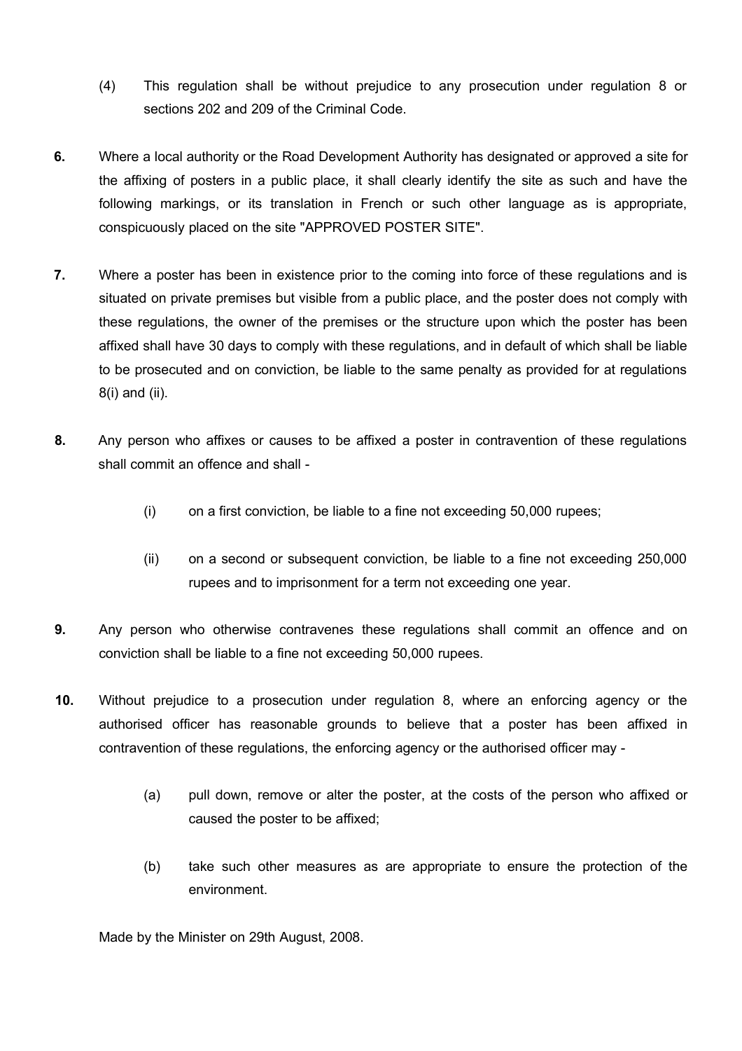(4) This regulation shall be without prejudice to any prosecution under regulation 8 or sections 202 and 209 of the Criminal Code.

**6.** Where a local authority or the Road Development Authority has designated or approved a site for the affixing of posters in a public place, it shall clearly identify the site as such and have the following markings, or its translation in French or such other language as is appropriate, conspicuously placed on the site "APPROVED POSTER SITE".

**7.** Where a poster has been in existence prior to the coming into force of these regulations and is situated on private premises but visible from a public place, and the poster does not comply with these regulations, the owner of the premises or the structure upon which the poster has been affixed shall have 30 days to comply with these regulations, and in default of which shall be liable to be prosecuted and on conviction, be liable to the same penalty as provided for at regulations 8(i) and (ii).

**8.** Any person who affixes or causes to be affixed a poster in contravention of these regulations shall commit an offence and shall -

(i) on a first conviction, be liable to a fine not exceeding 50,000 rupees;

(ii) on a second or subsequent conviction, be liable to a fine not exceeding 250,000 rupees and to imprisonment for a term not exceeding one year.

**9.** Any person who otherwise contravenes these regulations shall commit an offence and on conviction shall be liable to a fine not exceeding 50,000 rupees.

**10.** Without prejudice to a prosecution under regulation 8, where an enforcing agency or the authorised officer has reasonable grounds to believe that a poster has been affixed in contravention of these regulations, the enforcing agency or the authorised officer may -

(a) pull down, remove or alter the poster, at the costs of the person who affixed or caused the poster to be affixed;

(b) take such other measures as are appropriate to ensure the protection of the environment.

Made by the Minister on 29th August, 2008.